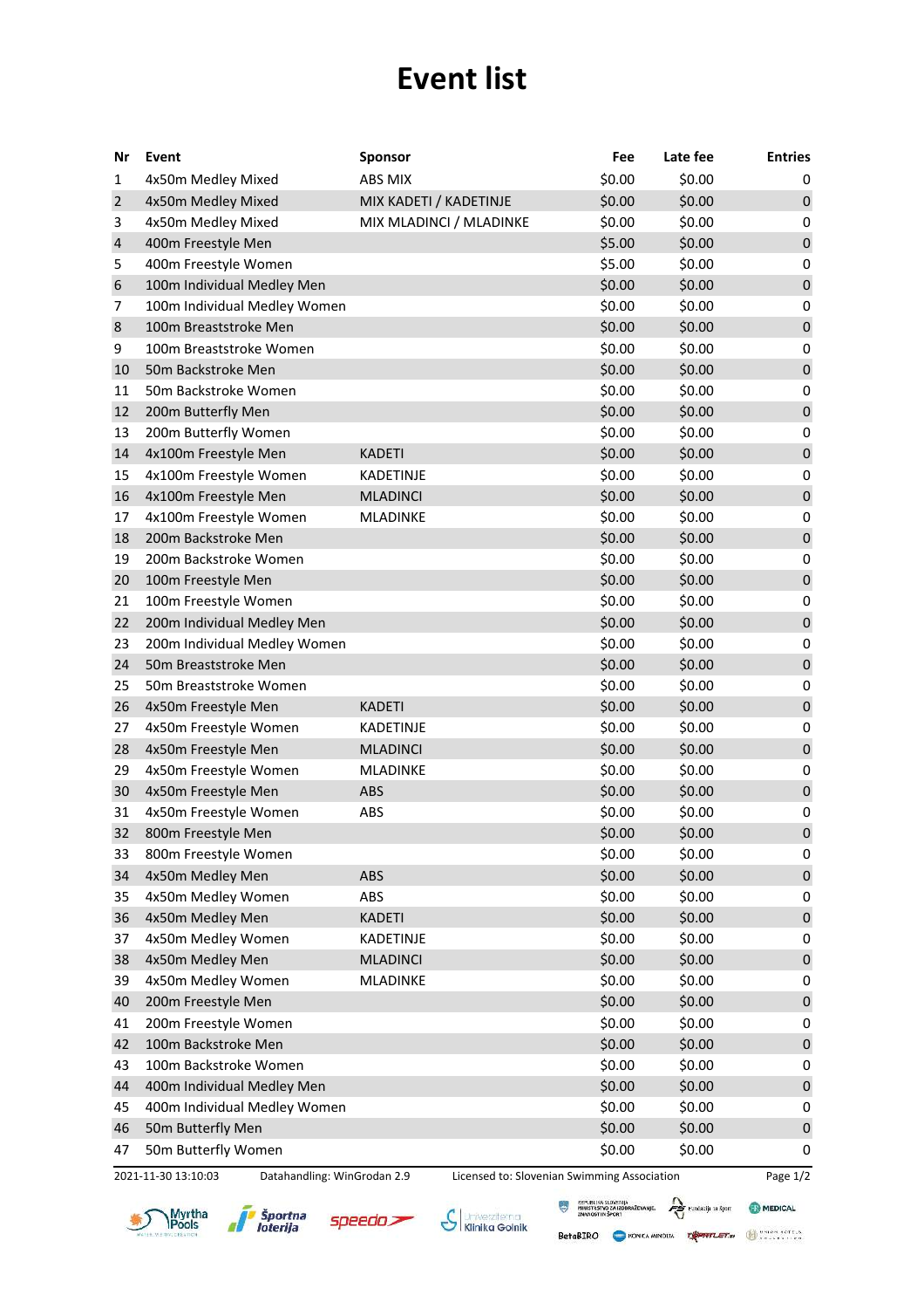# Event list

| Nr | Event | Sponsor | Fee | Late fee | Entries |
|---|---|---|---|---|---|
| 1 | 4x50m Medley Mixed | ABS MIX | $0.00 | $0.00 | 0 |
| 2 | 4x50m Medley Mixed | MIX KADETI / KADETINJE | $0.00 | $0.00 | 0 |
| 3 | 4x50m Medley Mixed | MIX MLADINCI / MLADINKE | $0.00 | $0.00 | 0 |
| 4 | 400m Freestyle Men | | $5.00 | $0.00 | 0 |
| 5 | 400m Freestyle Women | | $5.00 | $0.00 | 0 |
| 6 | 100m Individual Medley Men | | $0.00 | $0.00 | 0 |
| 7 | 100m Individual Medley Women | | $0.00 | $0.00 | 0 |
| 8 | 100m Breaststroke Men | | $0.00 | $0.00 | 0 |
| 9 | 100m Breaststroke Women | | $0.00 | $0.00 | 0 |
| 10 | 50m Backstroke Men | | $0.00 | $0.00 | 0 |
| 11 | 50m Backstroke Women | | $0.00 | $0.00 | 0 |
| 12 | 200m Butterfly Men | | $0.00 | $0.00 | 0 |
| 13 | 200m Butterfly Women | | $0.00 | $0.00 | 0 |
| 14 | 4x100m Freestyle Men | KADETI | $0.00 | $0.00 | 0 |
| 15 | 4x100m Freestyle Women | KADETINJE | $0.00 | $0.00 | 0 |
| 16 | 4x100m Freestyle Men | MLADINCI | $0.00 | $0.00 | 0 |
| 17 | 4x100m Freestyle Women | MLADINKE | $0.00 | $0.00 | 0 |
| 18 | 200m Backstroke Men | | $0.00 | $0.00 | 0 |
| 19 | 200m Backstroke Women | | $0.00 | $0.00 | 0 |
| 20 | 100m Freestyle Men | | $0.00 | $0.00 | 0 |
| 21 | 100m Freestyle Women | | $0.00 | $0.00 | 0 |
| 22 | 200m Individual Medley Men | | $0.00 | $0.00 | 0 |
| 23 | 200m Individual Medley Women | | $0.00 | $0.00 | 0 |
| 24 | 50m Breaststroke Men | | $0.00 | $0.00 | 0 |
| 25 | 50m Breaststroke Women | | $0.00 | $0.00 | 0 |
| 26 | 4x50m Freestyle Men | KADETI | $0.00 | $0.00 | 0 |
| 27 | 4x50m Freestyle Women | KADETINJE | $0.00 | $0.00 | 0 |
| 28 | 4x50m Freestyle Men | MLADINCI | $0.00 | $0.00 | 0 |
| 29 | 4x50m Freestyle Women | MLADINKE | $0.00 | $0.00 | 0 |
| 30 | 4x50m Freestyle Men | ABS | $0.00 | $0.00 | 0 |
| 31 | 4x50m Freestyle Women | ABS | $0.00 | $0.00 | 0 |
| 32 | 800m Freestyle Men | | $0.00 | $0.00 | 0 |
| 33 | 800m Freestyle Women | | $0.00 | $0.00 | 0 |
| 34 | 4x50m Medley Men | ABS | $0.00 | $0.00 | 0 |
| 35 | 4x50m Medley Women | ABS | $0.00 | $0.00 | 0 |
| 36 | 4x50m Medley Men | KADETI | $0.00 | $0.00 | 0 |
| 37 | 4x50m Medley Women | KADETINJE | $0.00 | $0.00 | 0 |
| 38 | 4x50m Medley Men | MLADINCI | $0.00 | $0.00 | 0 |
| 39 | 4x50m Medley Women | MLADINKE | $0.00 | $0.00 | 0 |
| 40 | 200m Freestyle Men | | $0.00 | $0.00 | 0 |
| 41 | 200m Freestyle Women | | $0.00 | $0.00 | 0 |
| 42 | 100m Backstroke Men | | $0.00 | $0.00 | 0 |
| 43 | 100m Backstroke Women | | $0.00 | $0.00 | 0 |
| 44 | 400m Individual Medley Men | | $0.00 | $0.00 | 0 |
| 45 | 400m Individual Medley Women | | $0.00 | $0.00 | 0 |
| 46 | 50m Butterfly Men | | $0.00 | $0.00 | 0 |
| 47 | 50m Butterfly Women | | $0.00 | $0.00 | 0 |

2021-11-30 13:10:03 Datahandling: WinGrodan 2.9 Licensed to: Slovenian Swimming Association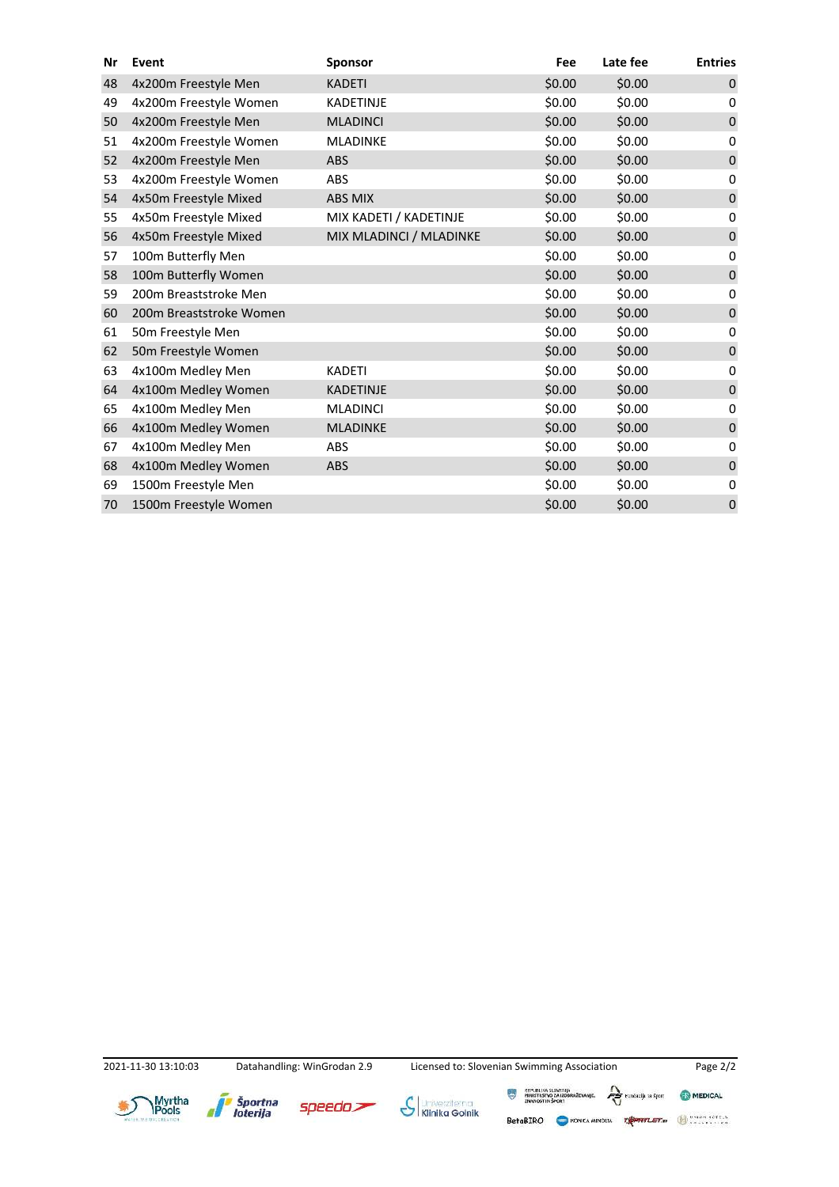| Nr | Event | Sponsor | Fee | Late fee | Entries |
|---|---|---|---|---|---|
| 48 | 4x200m Freestyle Men | KADETI | $0.00 | $0.00 | 0 |
| 49 | 4x200m Freestyle Women | KADETINJE | $0.00 | $0.00 | 0 |
| 50 | 4x200m Freestyle Men | MLADINCI | $0.00 | $0.00 | 0 |
| 51 | 4x200m Freestyle Women | MLADINKE | $0.00 | $0.00 | 0 |
| 52 | 4x200m Freestyle Men | ABS | $0.00 | $0.00 | 0 |
| 53 | 4x200m Freestyle Women | ABS | $0.00 | $0.00 | 0 |
| 54 | 4x50m Freestyle Mixed | ABS MIX | $0.00 | $0.00 | 0 |
| 55 | 4x50m Freestyle Mixed | MIX KADETI / KADETINJE | $0.00 | $0.00 | 0 |
| 56 | 4x50m Freestyle Mixed | MIX MLADINCI / MLADINKE | $0.00 | $0.00 | 0 |
| 57 | 100m Butterfly Men | | $0.00 | $0.00 | 0 |
| 58 | 100m Butterfly Women | | $0.00 | $0.00 | 0 |
| 59 | 200m Breaststroke Men | | $0.00 | $0.00 | 0 |
| 60 | 200m Breaststroke Women | | $0.00 | $0.00 | 0 |
| 61 | 50m Freestyle Men | | $0.00 | $0.00 | 0 |
| 62 | 50m Freestyle Women | | $0.00 | $0.00 | 0 |
| 63 | 4x100m Medley Men | KADETI | $0.00 | $0.00 | 0 |
| 64 | 4x100m Medley Women | KADETINJE | $0.00 | $0.00 | 0 |
| 65 | 4x100m Medley Men | MLADINCI | $0.00 | $0.00 | 0 |
| 66 | 4x100m Medley Women | MLADINKE | $0.00 | $0.00 | 0 |
| 67 | 4x100m Medley Men | ABS | $0.00 | $0.00 | 0 |
| 68 | 4x100m Medley Women | ABS | $0.00 | $0.00 | 0 |
| 69 | 1500m Freestyle Men | | $0.00 | $0.00 | 0 |
| 70 | 1500m Freestyle Women | | $0.00 | $0.00 | 0 |